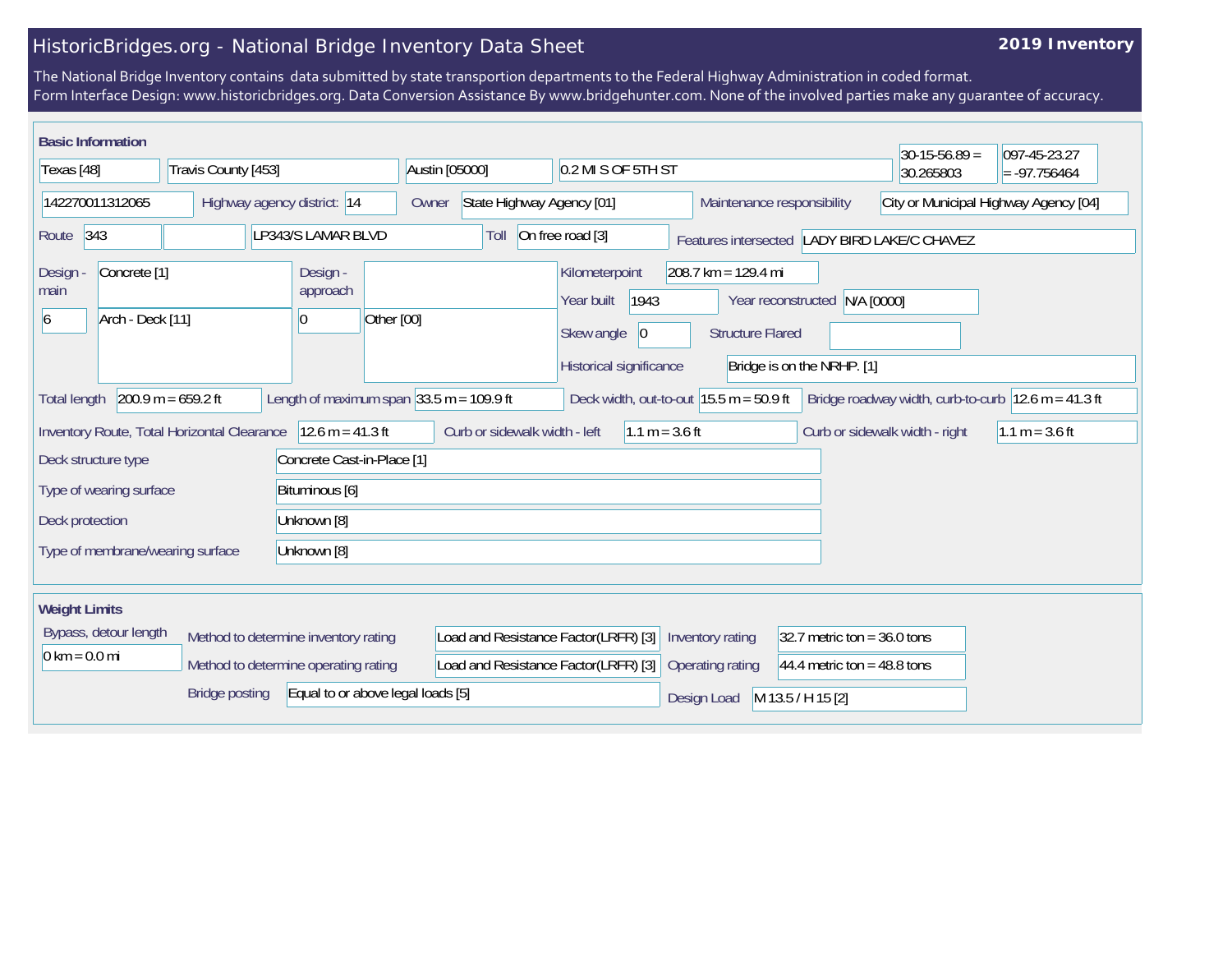# HistoricBridges.org - National Bridge Inventory Data Sheet

**2019 Inventory**

The National Bridge Inventory contains data submitted by state transportion departments to the Federal Highway Administration in coded format.
Form Interface Design: www.historicbridges.org. Data Conversion Assistance By www.bridgehunter.com. None of the involved parties make any guarantee of accuracy.

## Basic Information

| | | | | | |
|---|---|---|---|---|---|
| Texas [48] | Travis County [453] | Austin [05000] | 0.2 MI S OF 5TH ST | 30-15-56.89 = 30.265803 | 097-45-23.27 = -97.756464 |

142270011312065 | Highway agency district: 14 | Owner: State Highway Agency [01] | Maintenance responsibility: City or Municipal Highway Agency [04]

Route: 343 | | LP343/S LAMAR BLVD | Toll: On free road [3] | Features intersected: LADY BIRD LAKE/C CHAVEZ

| Design - main | | Design - approach | |
|---|---|---|---|
| | Concrete [1] | | |
| 6 | Arch - Deck [11] | 0 | Other [00] |

Kilometerpoint: 208.7 km = 129.4 mi

Year built: 1943 | Year reconstructed: N/A [0000]

Skew angle: 0 | Structure Flared:

Historical significance: Bridge is on the NRHP. [1]

Total length: 200.9 m = 659.2 ft | Length of maximum span: 33.5 m = 109.9 ft | Deck width, out-to-out: 15.5 m = 50.9 ft | Bridge roadway width, curb-to-curb: 12.6 m = 41.3 ft

Inventory Route, Total Horizontal Clearance: 12.6 m = 41.3 ft | Curb or sidewalk width - left: 1.1 m = 3.6 ft | Curb or sidewalk width - right: 1.1 m = 3.6 ft

| | |
|---|---|
| Deck structure type | Concrete Cast-in-Place [1] |
| Type of wearing surface | Bituminous [6] |
| Deck protection | Unknown [8] |
| Type of membrane/wearing surface | Unknown [8] |

## Weight Limits

Bypass, detour length: 0 km = 0.0 mi

| | | | |
|---|---|---|---|
| Method to determine inventory rating | Load and Resistance Factor(LRFR) [3] | Inventory rating | 32.7 metric ton = 36.0 tons |
| Method to determine operating rating | Load and Resistance Factor(LRFR) [3] | Operating rating | 44.4 metric ton = 48.8 tons |
| Bridge posting | Equal to or above legal loads [5] | Design Load | M 13.5 / H 15 [2] |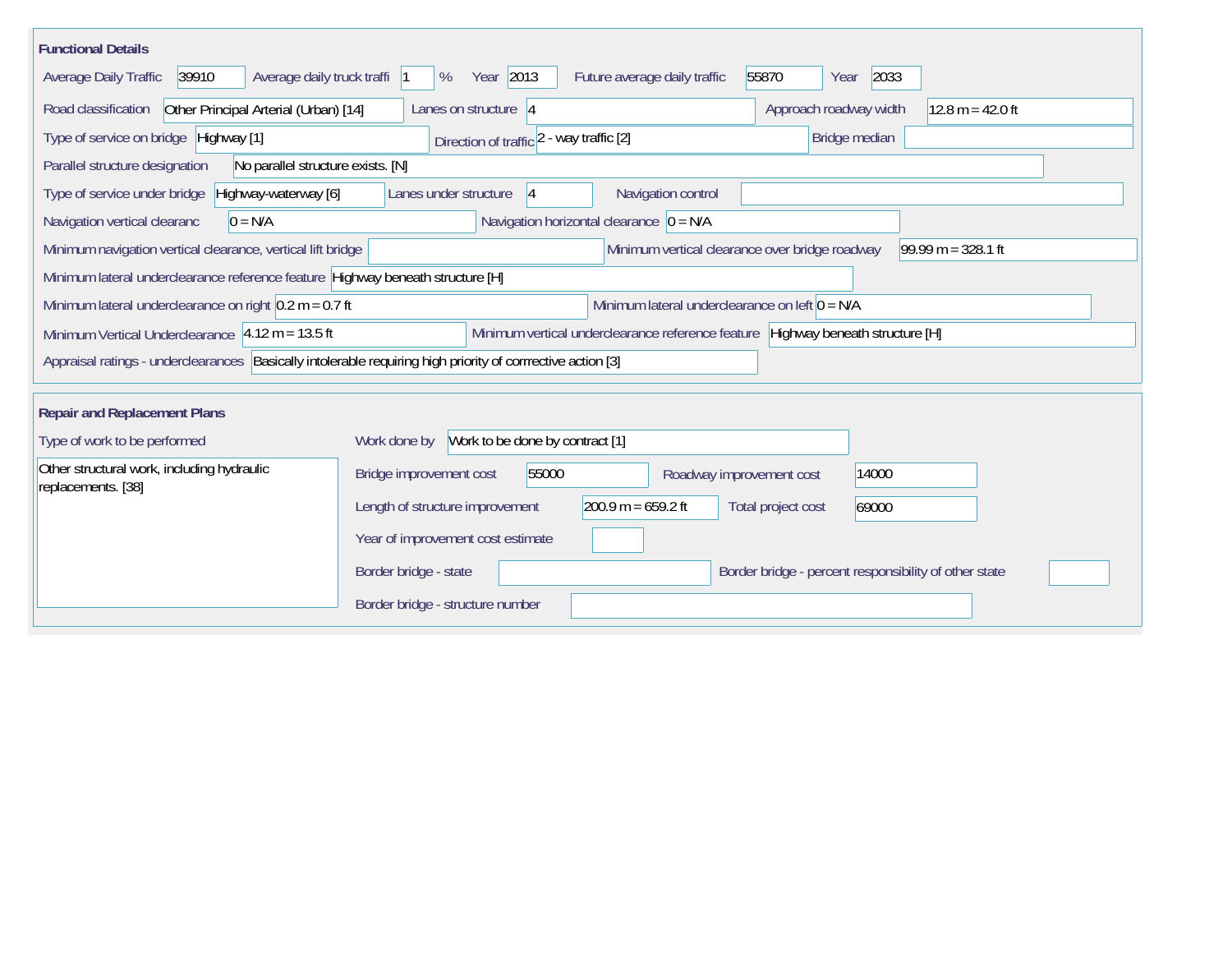## Functional Details

| Field | Value |
|---|---|
| Average Daily Traffic | 39910 |
| Average daily truck traffi | 1 % |
| Year | 2013 |
| Future average daily traffic | 55870 |
| Year | 2033 |
| Road classification | Other Principal Arterial (Urban) [14] |
| Lanes on structure | 4 |
| Approach roadway width | 12.8 m = 42.0 ft |
| Type of service on bridge | Highway [1] |
| Direction of traffic | 2 - way traffic [2] |
| Bridge median | |
| Parallel structure designation | No parallel structure exists. [N] |
| Type of service under bridge | Highway-waterway [6] |
| Lanes under structure | 4 |
| Navigation control | |
| Navigation vertical clearanc | 0 = N/A |
| Navigation horizontal clearance | 0 = N/A |
| Minimum navigation vertical clearance, vertical lift bridge | |
| Minimum vertical clearance over bridge roadway | 99.99 m = 328.1 ft |
| Minimum lateral underclearance reference feature | Highway beneath structure [H] |
| Minimum lateral underclearance on right | 0.2 m = 0.7 ft |
| Minimum lateral underclearance on left | 0 = N/A |
| Minimum Vertical Underclearance | 4.12 m = 13.5 ft |
| Minimum vertical underclearance reference feature | Highway beneath structure [H] |
| Appraisal ratings - underclearances | Basically intolerable requiring high priority of corrrective action [3] |

## Repair and Replacement Plans

| Field | Value |
|---|---|
| Type of work to be performed | Other structural work, including hydraulic replacements. [38] |
| Work done by | Work to be done by contract [1] |
| Bridge improvement cost | 55000 |
| Roadway improvement cost | 14000 |
| Length of structure improvement | 200.9 m = 659.2 ft |
| Total project cost | 69000 |
| Year of improvement cost estimate | |
| Border bridge - state | |
| Border bridge - percent responsibility of other state | |
| Border bridge - structure number | |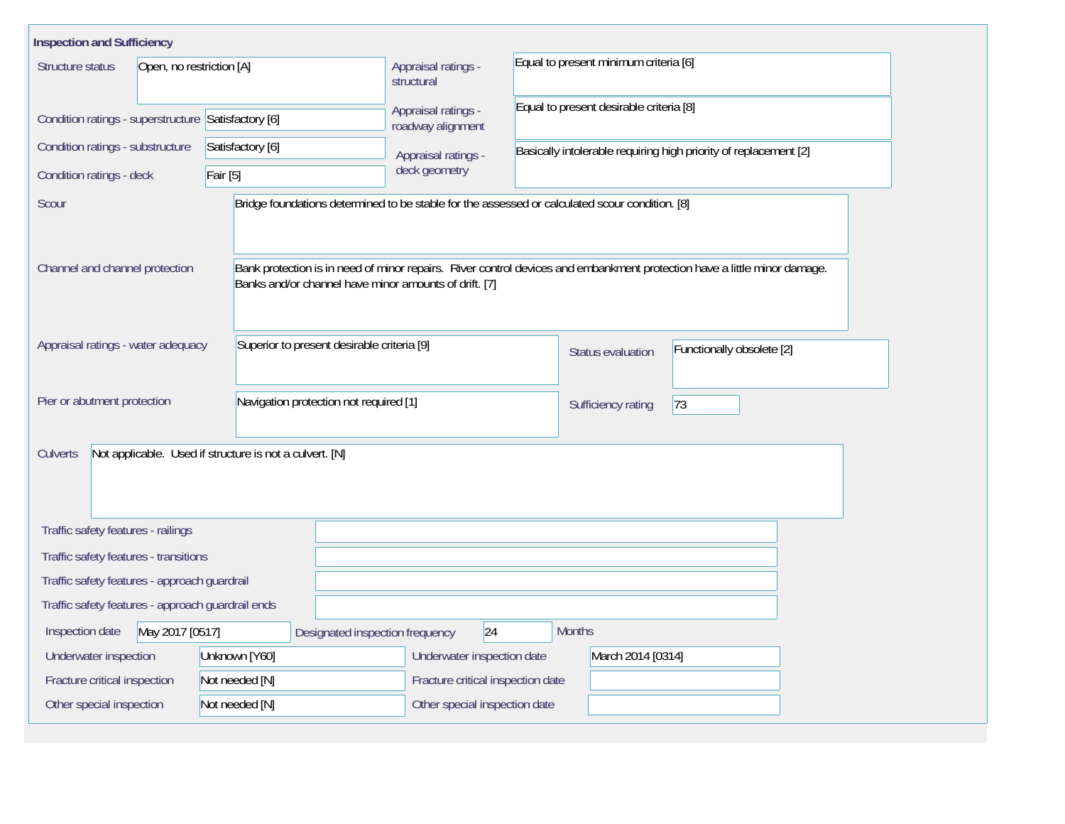## Inspection and Sufficiency

| | |
|---|---|
| Structure status | Open, no restriction [A] |
| Condition ratings - superstructure | Satisfactory [6] |
| Condition ratings - substructure | Satisfactory [6] |
| Condition ratings - deck | Fair [5] |
| Appraisal ratings - structural | Equal to present minimum criteria [6] |
| Appraisal ratings - roadway alignment | Equal to present desirable criteria [8] |
| Appraisal ratings - deck geometry | Basically intolerable requiring high priority of replacement [2] |
| Scour | Bridge foundations determined to be stable for the assessed or calculated scour condition. [8] |
| Channel and channel protection | Bank protection is in need of minor repairs. River control devices and embankment protection have a little minor damage. Banks and/or channel have minor amounts of drift. [7] |
| Appraisal ratings - water adequacy | Superior to present desirable criteria [9] |
| Status evaluation | Functionally obsolete [2] |
| Pier or abutment protection | Navigation protection not required [1] |
| Sufficiency rating | 73 |
| Culverts | Not applicable. Used if structure is not a culvert. [N] |
| Traffic safety features - railings | |
| Traffic safety features - transitions | |
| Traffic safety features - approach guardrail | |
| Traffic safety features - approach guardrail ends | |
| Inspection date | May 2017 [0517] |
| Designated inspection frequency | 24 Months |
| Underwater inspection | Unknown [Y60] |
| Underwater inspection date | March 2014 [0314] |
| Fracture critical inspection | Not needed [N] |
| Fracture critical inspection date | |
| Other special inspection | Not needed [N] |
| Other special inspection date | |